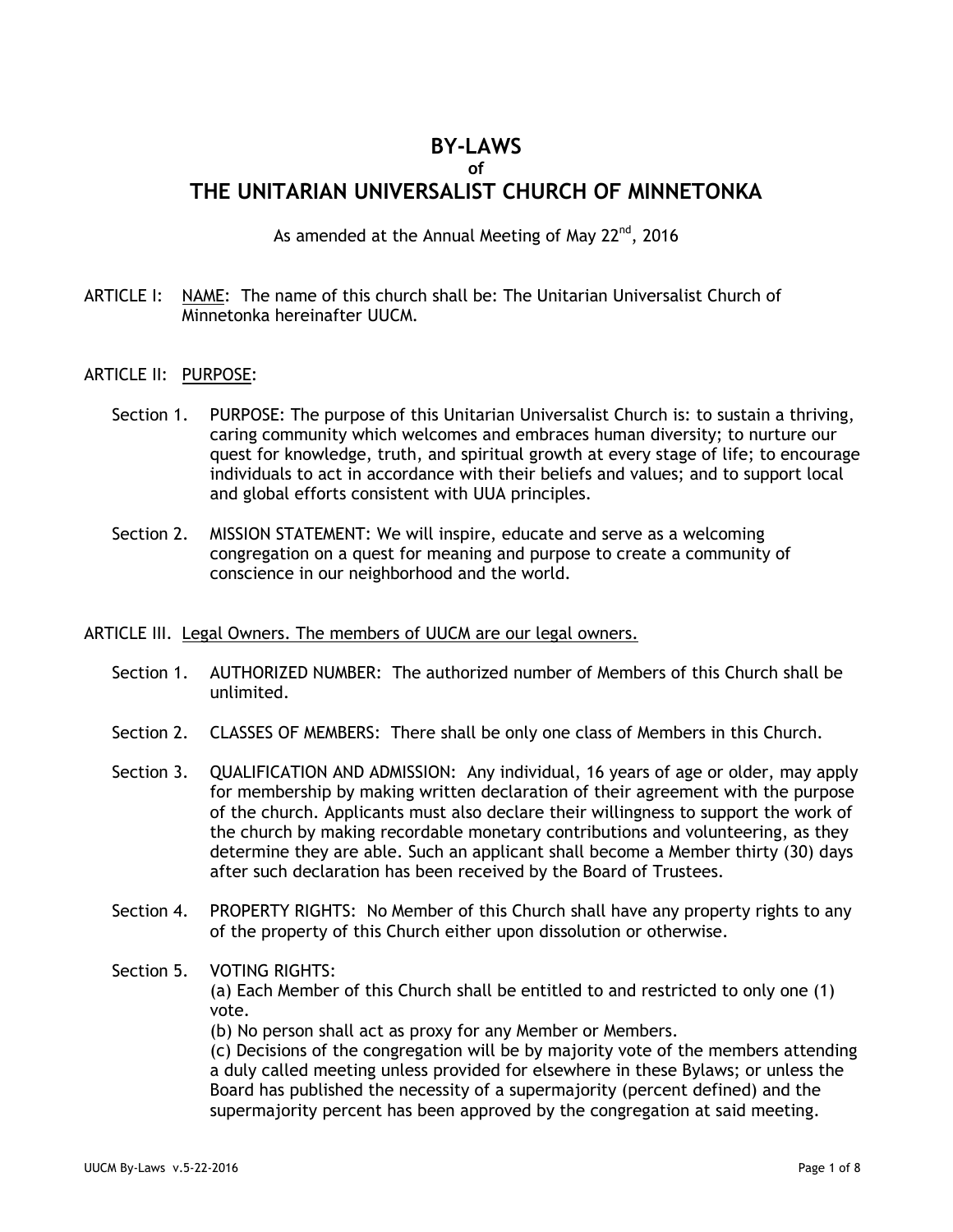# BY-LAWS

**of**

# THE UNITARIAN UNIVERSALIST CHURCH OF MINNETONKA

As amended at the Annual Meeting of May 22nd, 2016

ARTICLE I: <u>NAME</u>: The name of this church shall be: The Unitarian Universalist Church of Minnetonka hereinafter UUCM.

ARTICLE II: <u>PURPOSE</u>:

Section 1. PURPOSE: The purpose of this Unitarian Universalist Church is: to sustain a thriving, caring community which welcomes and embraces human diversity; to nurture our quest for knowledge, truth, and spiritual growth at every stage of life; to encourage individuals to act in accordance with their beliefs and values; and to support local and global efforts consistent with UUA principles.

Section 2. MISSION STATEMENT: We will inspire, educate and serve as a welcoming congregation on a quest for meaning and purpose to create a community of conscience in our neighborhood and the world.

ARTICLE III. <u>Legal Owners. The members of UUCM are our legal owners.</u>

Section 1. AUTHORIZED NUMBER: The authorized number of Members of this Church shall be unlimited.

Section 2. CLASSES OF MEMBERS: There shall be only one class of Members in this Church.

Section 3. QUALIFICATION AND ADMISSION: Any individual, 16 years of age or older, may apply for membership by making written declaration of their agreement with the purpose of the church. Applicants must also declare their willingness to support the work of the church by making recordable monetary contributions and volunteering, as they determine they are able. Such an applicant shall become a Member thirty (30) days after such declaration has been received by the Board of Trustees.

Section 4. PROPERTY RIGHTS: No Member of this Church shall have any property rights to any of the property of this Church either upon dissolution or otherwise.

Section 5. VOTING RIGHTS:

(a) Each Member of this Church shall be entitled to and restricted to only one (1) vote.

(b) No person shall act as proxy for any Member or Members.

(c) Decisions of the congregation will be by majority vote of the members attending a duly called meeting unless provided for elsewhere in these Bylaws; or unless the Board has published the necessity of a supermajority (percent defined) and the supermajority percent has been approved by the congregation at said meeting.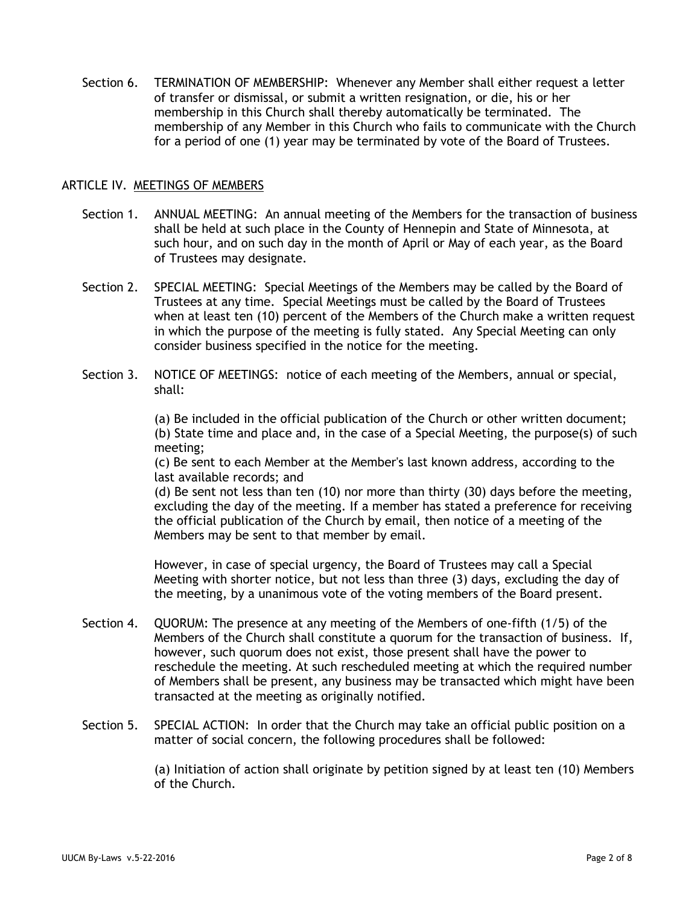Section 6. TERMINATION OF MEMBERSHIP: Whenever any Member shall either request a letter of transfer or dismissal, or submit a written resignation, or die, his or her membership in this Church shall thereby automatically be terminated. The membership of any Member in this Church who fails to communicate with the Church for a period of one (1) year may be terminated by vote of the Board of Trustees.

## ARTICLE IV. MEETINGS OF MEMBERS

Section 1. ANNUAL MEETING: An annual meeting of the Members for the transaction of business shall be held at such place in the County of Hennepin and State of Minnesota, at such hour, and on such day in the month of April or May of each year, as the Board of Trustees may designate.

Section 2. SPECIAL MEETING: Special Meetings of the Members may be called by the Board of Trustees at any time. Special Meetings must be called by the Board of Trustees when at least ten (10) percent of the Members of the Church make a written request in which the purpose of the meeting is fully stated. Any Special Meeting can only consider business specified in the notice for the meeting.

Section 3. NOTICE OF MEETINGS: notice of each meeting of the Members, annual or special, shall:

(a) Be included in the official publication of the Church or other written document;
(b) State time and place and, in the case of a Special Meeting, the purpose(s) of such meeting;
(c) Be sent to each Member at the Member's last known address, according to the last available records; and
(d) Be sent not less than ten (10) nor more than thirty (30) days before the meeting, excluding the day of the meeting. If a member has stated a preference for receiving the official publication of the Church by email, then notice of a meeting of the Members may be sent to that member by email.

However, in case of special urgency, the Board of Trustees may call a Special Meeting with shorter notice, but not less than three (3) days, excluding the day of the meeting, by a unanimous vote of the voting members of the Board present.

Section 4. QUORUM: The presence at any meeting of the Members of one-fifth (1/5) of the Members of the Church shall constitute a quorum for the transaction of business. If, however, such quorum does not exist, those present shall have the power to reschedule the meeting. At such rescheduled meeting at which the required number of Members shall be present, any business may be transacted which might have been transacted at the meeting as originally notified.

Section 5. SPECIAL ACTION: In order that the Church may take an official public position on a matter of social concern, the following procedures shall be followed:

(a) Initiation of action shall originate by petition signed by at least ten (10) Members of the Church.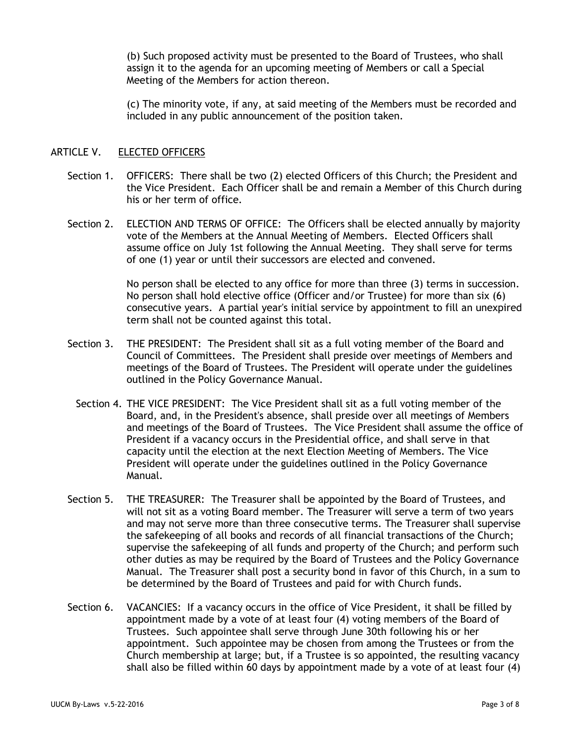(b) Such proposed activity must be presented to the Board of Trustees, who shall assign it to the agenda for an upcoming meeting of Members or call a Special Meeting of the Members for action thereon.

(c) The minority vote, if any, at said meeting of the Members must be recorded and included in any public announcement of the position taken.

## ARTICLE V. ELECTED OFFICERS

Section 1. OFFICERS: There shall be two (2) elected Officers of this Church; the President and the Vice President. Each Officer shall be and remain a Member of this Church during his or her term of office.

Section 2. ELECTION AND TERMS OF OFFICE: The Officers shall be elected annually by majority vote of the Members at the Annual Meeting of Members. Elected Officers shall assume office on July 1st following the Annual Meeting. They shall serve for terms of one (1) year or until their successors are elected and convened.

No person shall be elected to any office for more than three (3) terms in succession. No person shall hold elective office (Officer and/or Trustee) for more than six (6) consecutive years. A partial year's initial service by appointment to fill an unexpired term shall not be counted against this total.

Section 3. THE PRESIDENT: The President shall sit as a full voting member of the Board and Council of Committees. The President shall preside over meetings of Members and meetings of the Board of Trustees. The President will operate under the guidelines outlined in the Policy Governance Manual.

Section 4. THE VICE PRESIDENT: The Vice President shall sit as a full voting member of the Board, and, in the President's absence, shall preside over all meetings of Members and meetings of the Board of Trustees. The Vice President shall assume the office of President if a vacancy occurs in the Presidential office, and shall serve in that capacity until the election at the next Election Meeting of Members. The Vice President will operate under the guidelines outlined in the Policy Governance Manual.

Section 5. THE TREASURER: The Treasurer shall be appointed by the Board of Trustees, and will not sit as a voting Board member. The Treasurer will serve a term of two years and may not serve more than three consecutive terms. The Treasurer shall supervise the safekeeping of all books and records of all financial transactions of the Church; supervise the safekeeping of all funds and property of the Church; and perform such other duties as may be required by the Board of Trustees and the Policy Governance Manual. The Treasurer shall post a security bond in favor of this Church, in a sum to be determined by the Board of Trustees and paid for with Church funds.

Section 6. VACANCIES: If a vacancy occurs in the office of Vice President, it shall be filled by appointment made by a vote of at least four (4) voting members of the Board of Trustees. Such appointee shall serve through June 30th following his or her appointment. Such appointee may be chosen from among the Trustees or from the Church membership at large; but, if a Trustee is so appointed, the resulting vacancy shall also be filled within 60 days by appointment made by a vote of at least four (4)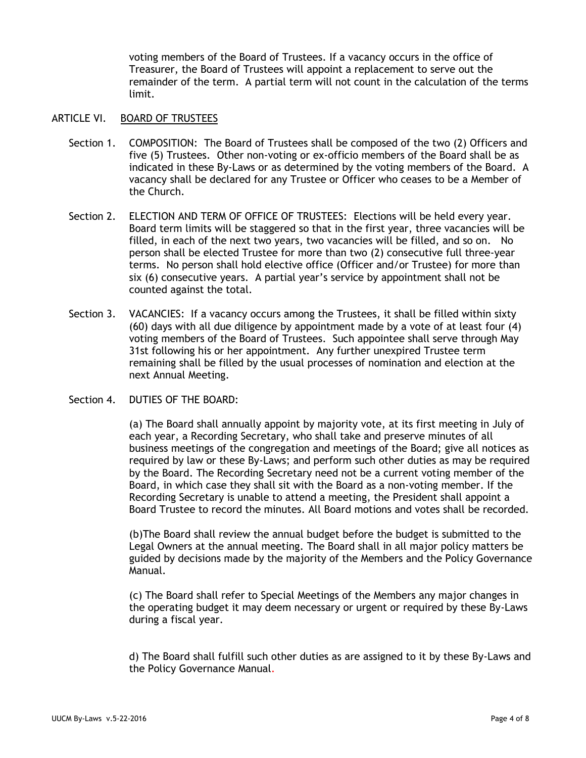voting members of the Board of Trustees. If a vacancy occurs in the office of Treasurer, the Board of Trustees will appoint a replacement to serve out the remainder of the term. A partial term will not count in the calculation of the terms limit.

## ARTICLE VI. BOARD OF TRUSTEES

Section 1. COMPOSITION: The Board of Trustees shall be composed of the two (2) Officers and five (5) Trustees. Other non-voting or ex-officio members of the Board shall be as indicated in these By-Laws or as determined by the voting members of the Board. A vacancy shall be declared for any Trustee or Officer who ceases to be a Member of the Church.

Section 2. ELECTION AND TERM OF OFFICE OF TRUSTEES: Elections will be held every year. Board term limits will be staggered so that in the first year, three vacancies will be filled, in each of the next two years, two vacancies will be filled, and so on. No person shall be elected Trustee for more than two (2) consecutive full three-year terms. No person shall hold elective office (Officer and/or Trustee) for more than six (6) consecutive years. A partial year's service by appointment shall not be counted against the total.

Section 3. VACANCIES: If a vacancy occurs among the Trustees, it shall be filled within sixty (60) days with all due diligence by appointment made by a vote of at least four (4) voting members of the Board of Trustees. Such appointee shall serve through May 31st following his or her appointment. Any further unexpired Trustee term remaining shall be filled by the usual processes of nomination and election at the next Annual Meeting.

Section 4. DUTIES OF THE BOARD:

(a) The Board shall annually appoint by majority vote, at its first meeting in July of each year, a Recording Secretary, who shall take and preserve minutes of all business meetings of the congregation and meetings of the Board; give all notices as required by law or these By-Laws; and perform such other duties as may be required by the Board. The Recording Secretary need not be a current voting member of the Board, in which case they shall sit with the Board as a non-voting member. If the Recording Secretary is unable to attend a meeting, the President shall appoint a Board Trustee to record the minutes. All Board motions and votes shall be recorded.

(b)The Board shall review the annual budget before the budget is submitted to the Legal Owners at the annual meeting. The Board shall in all major policy matters be guided by decisions made by the majority of the Members and the Policy Governance Manual.

(c) The Board shall refer to Special Meetings of the Members any major changes in the operating budget it may deem necessary or urgent or required by these By-Laws during a fiscal year.

d) The Board shall fulfill such other duties as are assigned to it by these By-Laws and the Policy Governance Manual.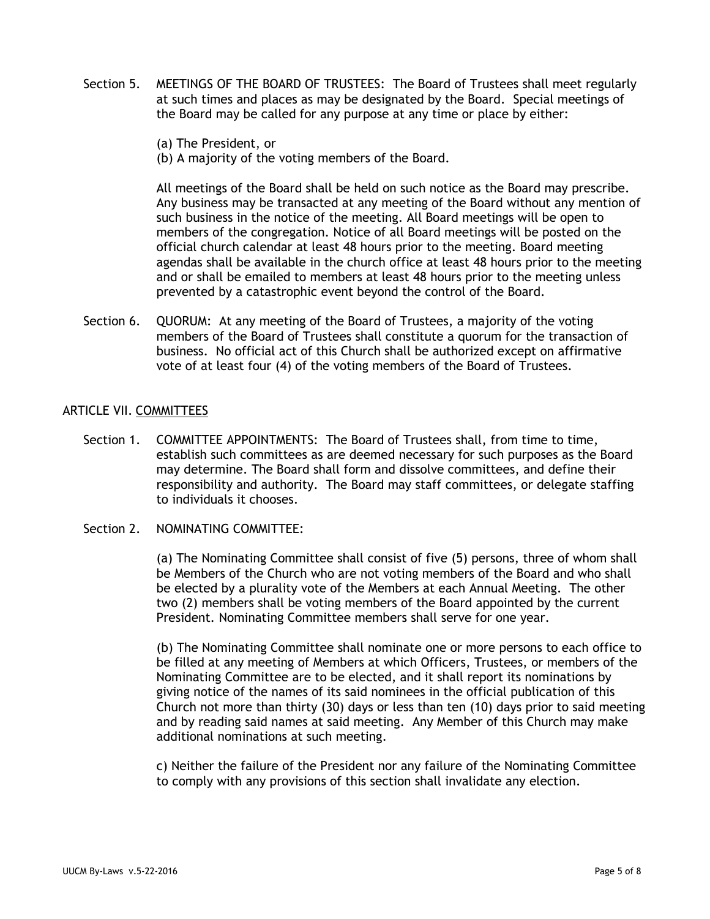Section 5. MEETINGS OF THE BOARD OF TRUSTEES: The Board of Trustees shall meet regularly at such times and places as may be designated by the Board. Special meetings of the Board may be called for any purpose at any time or place by either:

(a) The President, or
(b) A majority of the voting members of the Board.

All meetings of the Board shall be held on such notice as the Board may prescribe. Any business may be transacted at any meeting of the Board without any mention of such business in the notice of the meeting. All Board meetings will be open to members of the congregation. Notice of all Board meetings will be posted on the official church calendar at least 48 hours prior to the meeting. Board meeting agendas shall be available in the church office at least 48 hours prior to the meeting and or shall be emailed to members at least 48 hours prior to the meeting unless prevented by a catastrophic event beyond the control of the Board.

Section 6. QUORUM: At any meeting of the Board of Trustees, a majority of the voting members of the Board of Trustees shall constitute a quorum for the transaction of business. No official act of this Church shall be authorized except on affirmative vote of at least four (4) of the voting members of the Board of Trustees.

## ARTICLE VII. COMMITTEES

Section 1. COMMITTEE APPOINTMENTS: The Board of Trustees shall, from time to time, establish such committees as are deemed necessary for such purposes as the Board may determine. The Board shall form and dissolve committees, and define their responsibility and authority. The Board may staff committees, or delegate staffing to individuals it chooses.

Section 2. NOMINATING COMMITTEE:

(a) The Nominating Committee shall consist of five (5) persons, three of whom shall be Members of the Church who are not voting members of the Board and who shall be elected by a plurality vote of the Members at each Annual Meeting. The other two (2) members shall be voting members of the Board appointed by the current President. Nominating Committee members shall serve for one year.

(b) The Nominating Committee shall nominate one or more persons to each office to be filled at any meeting of Members at which Officers, Trustees, or members of the Nominating Committee are to be elected, and it shall report its nominations by giving notice of the names of its said nominees in the official publication of this Church not more than thirty (30) days or less than ten (10) days prior to said meeting and by reading said names at said meeting. Any Member of this Church may make additional nominations at such meeting.

c) Neither the failure of the President nor any failure of the Nominating Committee to comply with any provisions of this section shall invalidate any election.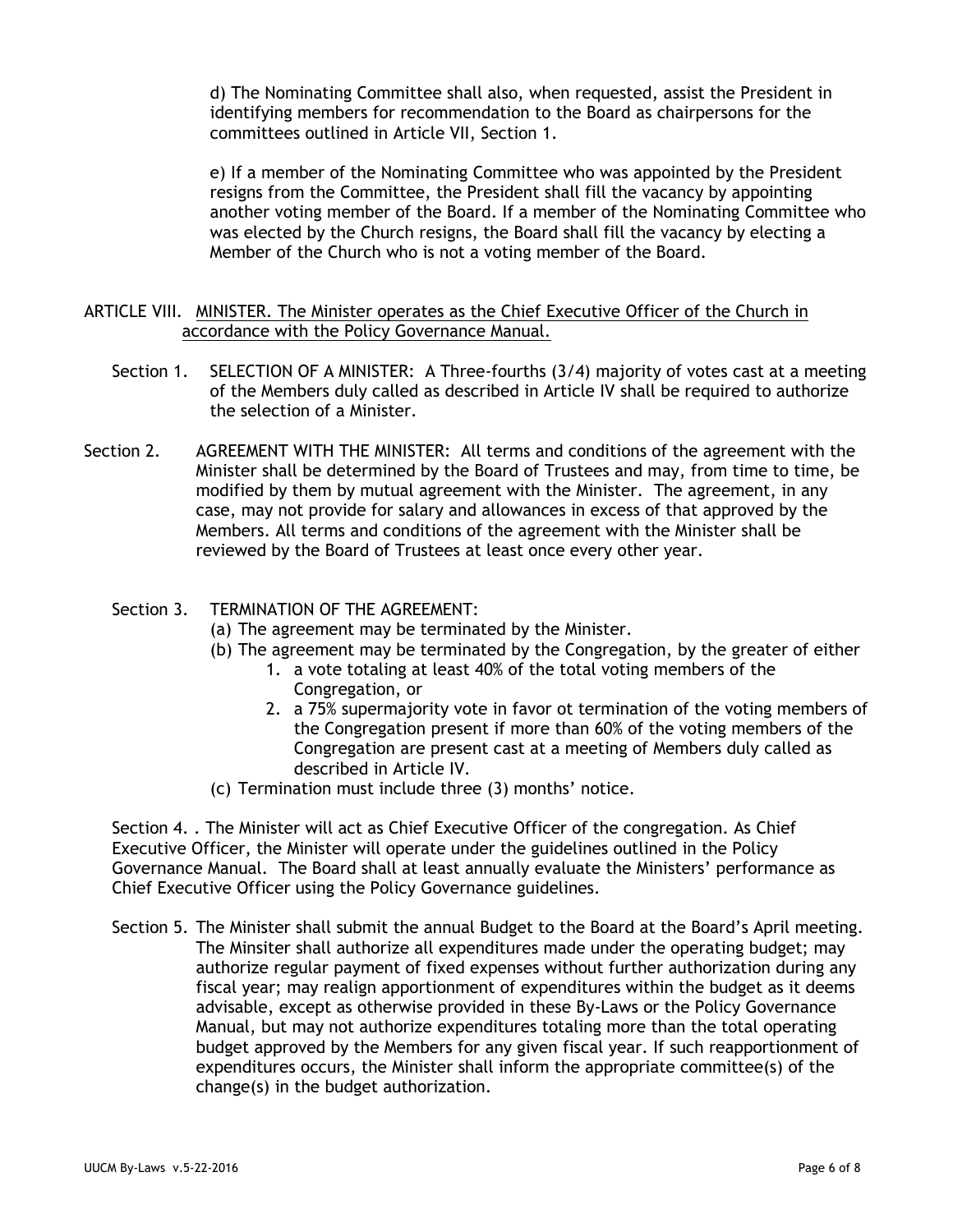d) The Nominating Committee shall also, when requested, assist the President in identifying members for recommendation to the Board as chairpersons for the committees outlined in Article VII, Section 1.

e) If a member of the Nominating Committee who was appointed by the President resigns from the Committee, the President shall fill the vacancy by appointing another voting member of the Board. If a member of the Nominating Committee who was elected by the Church resigns, the Board shall fill the vacancy by electing a Member of the Church who is not a voting member of the Board.

ARTICLE VIII. MINISTER. The Minister operates as the Chief Executive Officer of the Church in accordance with the Policy Governance Manual.

Section 1. SELECTION OF A MINISTER: A Three-fourths (3/4) majority of votes cast at a meeting of the Members duly called as described in Article IV shall be required to authorize the selection of a Minister.

Section 2. AGREEMENT WITH THE MINISTER: All terms and conditions of the agreement with the Minister shall be determined by the Board of Trustees and may, from time to time, be modified by them by mutual agreement with the Minister. The agreement, in any case, may not provide for salary and allowances in excess of that approved by the Members. All terms and conditions of the agreement with the Minister shall be reviewed by the Board of Trustees at least once every other year.

Section 3. TERMINATION OF THE AGREEMENT:

(a) The agreement may be terminated by the Minister.

(b) The agreement may be terminated by the Congregation, by the greater of either

1. a vote totaling at least 40% of the total voting members of the Congregation, or
2. a 75% supermajority vote in favor ot termination of the voting members of the Congregation present if more than 60% of the voting members of the Congregation are present cast at a meeting of Members duly called as described in Article IV.

(c) Termination must include three (3) months' notice.

Section 4. . The Minister will act as Chief Executive Officer of the congregation. As Chief Executive Officer, the Minister will operate under the guidelines outlined in the Policy Governance Manual. The Board shall at least annually evaluate the Ministers' performance as Chief Executive Officer using the Policy Governance guidelines.

Section 5. The Minister shall submit the annual Budget to the Board at the Board's April meeting. The Minsiter shall authorize all expenditures made under the operating budget; may authorize regular payment of fixed expenses without further authorization during any fiscal year; may realign apportionment of expenditures within the budget as it deems advisable, except as otherwise provided in these By-Laws or the Policy Governance Manual, but may not authorize expenditures totaling more than the total operating budget approved by the Members for any given fiscal year. If such reapportionment of expenditures occurs, the Minister shall inform the appropriate committee(s) of the change(s) in the budget authorization.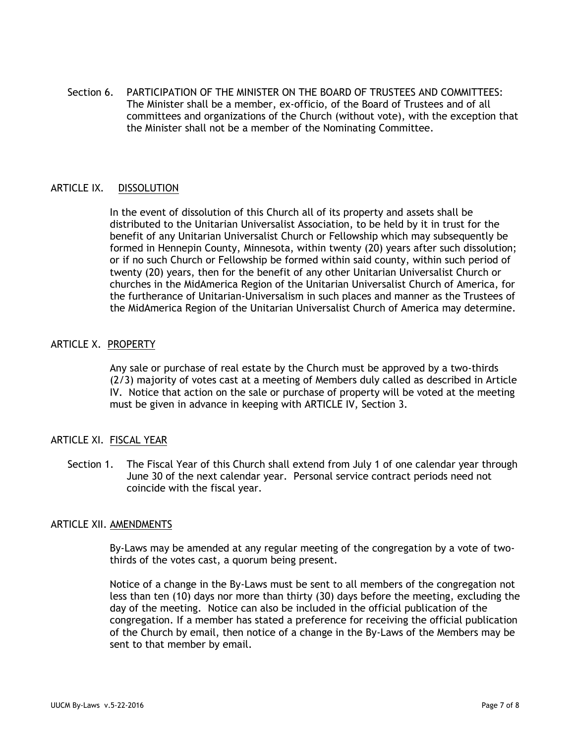Section 6. PARTICIPATION OF THE MINISTER ON THE BOARD OF TRUSTEES AND COMMITTEES: The Minister shall be a member, ex-officio, of the Board of Trustees and of all committees and organizations of the Church (without vote), with the exception that the Minister shall not be a member of the Nominating Committee.

## ARTICLE IX. DISSOLUTION

In the event of dissolution of this Church all of its property and assets shall be distributed to the Unitarian Universalist Association, to be held by it in trust for the benefit of any Unitarian Universalist Church or Fellowship which may subsequently be formed in Hennepin County, Minnesota, within twenty (20) years after such dissolution; or if no such Church or Fellowship be formed within said county, within such period of twenty (20) years, then for the benefit of any other Unitarian Universalist Church or churches in the MidAmerica Region of the Unitarian Universalist Church of America, for the furtherance of Unitarian-Universalism in such places and manner as the Trustees of the MidAmerica Region of the Unitarian Universalist Church of America may determine.

## ARTICLE X. PROPERTY

Any sale or purchase of real estate by the Church must be approved by a two-thirds (2/3) majority of votes cast at a meeting of Members duly called as described in Article IV. Notice that action on the sale or purchase of property will be voted at the meeting must be given in advance in keeping with ARTICLE IV, Section 3.

## ARTICLE XI. FISCAL YEAR

Section 1. The Fiscal Year of this Church shall extend from July 1 of one calendar year through June 30 of the next calendar year. Personal service contract periods need not coincide with the fiscal year.

## ARTICLE XII. AMENDMENTS

By-Laws may be amended at any regular meeting of the congregation by a vote of two-thirds of the votes cast, a quorum being present.

Notice of a change in the By-Laws must be sent to all members of the congregation not less than ten (10) days nor more than thirty (30) days before the meeting, excluding the day of the meeting. Notice can also be included in the official publication of the congregation. If a member has stated a preference for receiving the official publication of the Church by email, then notice of a change in the By-Laws of the Members may be sent to that member by email.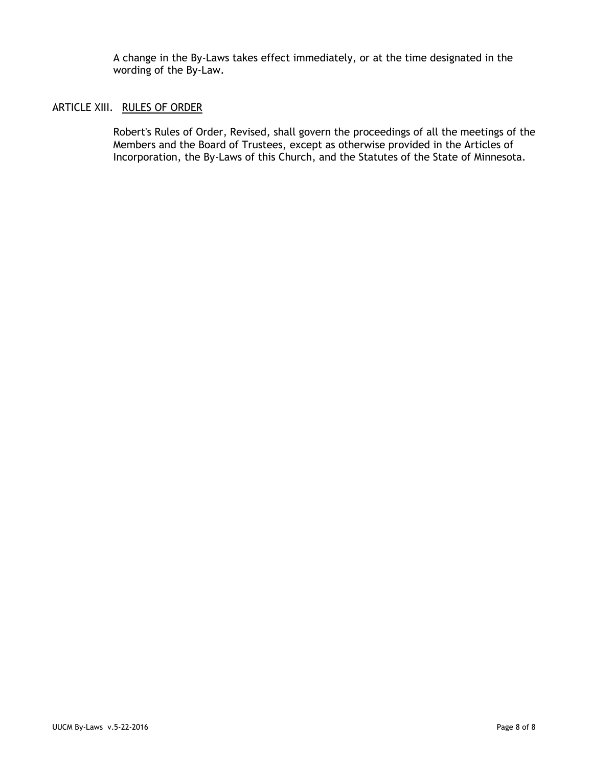A change in the By-Laws takes effect immediately, or at the time designated in the wording of the By-Law.

## ARTICLE XIII. RULES OF ORDER

Robert's Rules of Order, Revised, shall govern the proceedings of all the meetings of the Members and the Board of Trustees, except as otherwise provided in the Articles of Incorporation, the By-Laws of this Church, and the Statutes of the State of Minnesota.